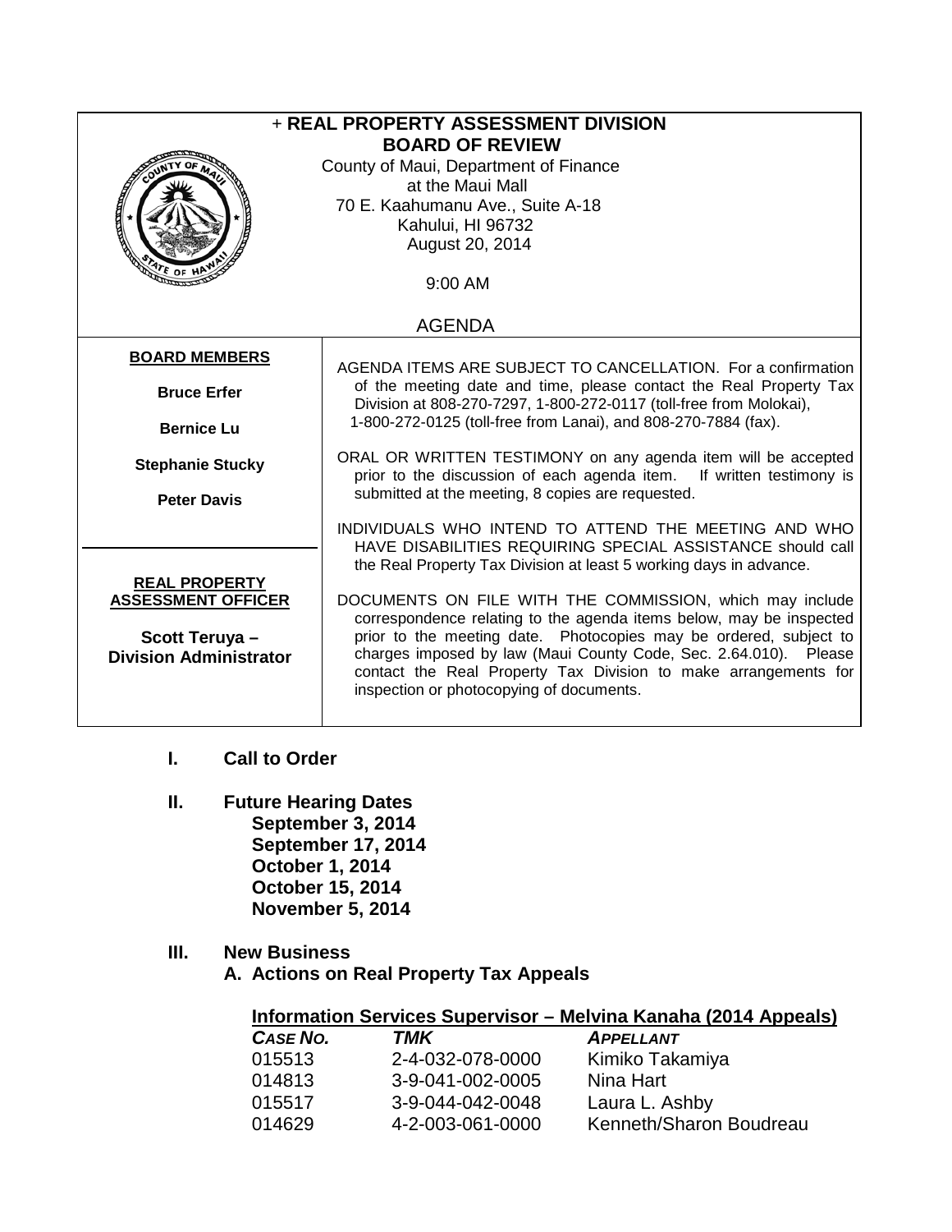# + REAL PROPERTY ASSESSMENT DIVISION
## BOARD OF REVIEW

County of Maui, Department of Finance
at the Maui Mall
70 E. Kaahumanu Ave., Suite A-18
Kahului, HI 96732
August 20, 2014

9:00 AM

AGENDA

**BOARD MEMBERS**

**Bruce Erfer**

**Bernice Lu**

**Stephanie Stucky**

**Peter Davis**

**REAL PROPERTY ASSESSMENT OFFICER**

**Scott Teruya – Division Administrator**

AGENDA ITEMS ARE SUBJECT TO CANCELLATION. For a confirmation of the meeting date and time, please contact the Real Property Tax Division at 808-270-7297, 1-800-272-0117 (toll-free from Molokai), 1-800-272-0125 (toll-free from Lanai), and 808-270-7884 (fax).

ORAL OR WRITTEN TESTIMONY on any agenda item will be accepted prior to the discussion of each agenda item. If written testimony is submitted at the meeting, 8 copies are requested.

INDIVIDUALS WHO INTEND TO ATTEND THE MEETING AND WHO HAVE DISABILITIES REQUIRING SPECIAL ASSISTANCE should call the Real Property Tax Division at least 5 working days in advance.

DOCUMENTS ON FILE WITH THE COMMISSION, which may include correspondence relating to the agenda items below, may be inspected prior to the meeting date. Photocopies may be ordered, subject to charges imposed by law (Maui County Code, Sec. 2.64.010). Please contact the Real Property Tax Division to make arrangements for inspection or photocopying of documents.

**I. Call to Order**

**II. Future Hearing Dates**
**September 3, 2014**
**September 17, 2014**
**October 1, 2014**
**October 15, 2014**
**November 5, 2014**

**III. New Business**
**A. Actions on Real Property Tax Appeals**

**Information Services Supervisor – Melvina Kanaha (2014 Appeals)**

| *CASE NO.* | *TMK* | *APPELLANT* |
|---|---|---|
| 015513 | 2-4-032-078-0000 | Kimiko Takamiya |
| 014813 | 3-9-041-002-0005 | Nina Hart |
| 015517 | 3-9-044-042-0048 | Laura L. Ashby |
| 014629 | 4-2-003-061-0000 | Kenneth/Sharon Boudreau |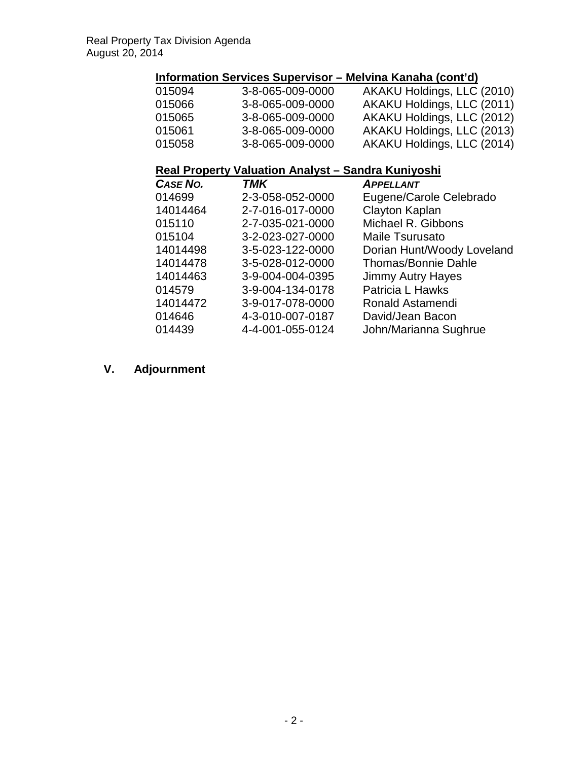**Information Services Supervisor – Melvina Kanaha (cont'd)**

| | | |
|---|---|---|
| 015094 | 3-8-065-009-0000 | AKAKU Holdings, LLC (2010) |
| 015066 | 3-8-065-009-0000 | AKAKU Holdings, LLC (2011) |
| 015065 | 3-8-065-009-0000 | AKAKU Holdings, LLC (2012) |
| 015061 | 3-8-065-009-0000 | AKAKU Holdings, LLC (2013) |
| 015058 | 3-8-065-009-0000 | AKAKU Holdings, LLC (2014) |

**Real Property Valuation Analyst – Sandra Kuniyoshi**

| ***CASE NO.*** | ***TMK*** | ***APPELLANT*** |
|---|---|---|
| 014699 | 2-3-058-052-0000 | Eugene/Carole Celebrado |
| 14014464 | 2-7-016-017-0000 | Clayton Kaplan |
| 015110 | 2-7-035-021-0000 | Michael R. Gibbons |
| 015104 | 3-2-023-027-0000 | Maile Tsurusato |
| 14014498 | 3-5-023-122-0000 | Dorian Hunt/Woody Loveland |
| 14014478 | 3-5-028-012-0000 | Thomas/Bonnie Dahle |
| 14014463 | 3-9-004-004-0395 | Jimmy Autry Hayes |
| 014579 | 3-9-004-134-0178 | Patricia L Hawks |
| 14014472 | 3-9-017-078-0000 | Ronald Astamendi |
| 014646 | 4-3-010-007-0187 | David/Jean Bacon |
| 014439 | 4-4-001-055-0124 | John/Marianna Sughrue |

## V. Adjournment